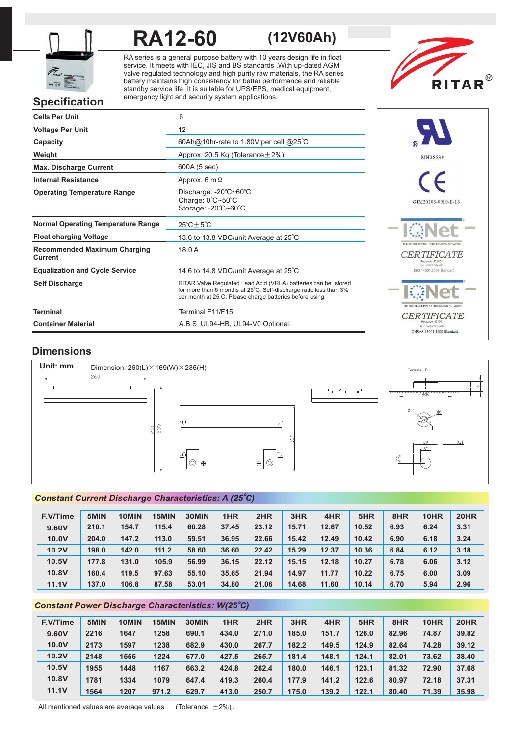# RA12-60 (12V60Ah)

RA series is a general purpose battery with 10 years design life in float service. It meets with IEC, JIS and BS standards .With up-dated AGM valve regulated technology and high purity raw materials, the RA series battery maintains high consistency for better performance and reliable standby service life. It is suitable for UPS/EPS, medical equipment, emergency light and security system applications.

RITAR®

## Specification

| | |
|---|---|
| **Cells Per Unit** | 6 |
| **Voltage Per Unit** | 12 |
| **Capacity** | 60Ah@10hr-rate to 1.80V per cell @25℃ |
| **Weight** | Approx. 20.5 Kg (Tolerance±2%) |
| **Max. Discharge Current** | 600A (5 sec) |
| **Internal Resistance** | Approx. 6 mΩ |
| **Operating Temperature Range** | Discharge: -20℃~60℃<br>Charge: 0℃~50℃<br>Storage: -20℃~60℃ |
| **Normal Operating Temperature Range** | 25℃±5℃ |
| **Float charging Voltage** | 13.6 to 13.8 VDC/unit Average at 25℃ |
| **Recommended Maximum Charging Current** | 18.0 A |
| **Equalization and Cycle Service** | 14.6 to 14.8 VDC/unit Average at 25℃ |
| **Self Discharge** | RITAR Valve Regulated Lead Acid (VRLA) batteries can be stored for more than 6 months at 25℃. Self-discharge ratio less than 3% per month at 25℃. Please charge batteries before using. |
| **Terminal** | Terminal F11/F15 |
| **Container Material** | A.B.S. UL94-HB, UL94-V0 Optional. |

MH28539

G4M20206-0910-E-16

IQNet CERTIFICATE — ISO 14001:2004 Standard

IQNet CERTIFICATE — OHSAS 18001:1999 Standard

## Dimensions

**Unit: mm**

Dimension: 260(L)×169(W)×235(H)

Terminal F11

## *Constant Current Discharge Characteristics: A (25℃)*

| F.V/Time | 5MIN | 10MIN | 15MIN | 30MIN | 1HR | 2HR | 3HR | 4HR | 5HR | 8HR | 10HR | 20HR |
|---|---|---|---|---|---|---|---|---|---|---|---|---|
| 9.60V | 210.1 | 154.7 | 115.4 | 60.28 | 37.45 | 23.12 | 15.71 | 12.67 | 10.52 | 6.93 | 6.24 | 3.31 |
| 10.0V | 204.0 | 147.2 | 113.0 | 59.51 | 36.95 | 22.66 | 15.42 | 12.49 | 10.42 | 6.90 | 6.18 | 3.24 |
| 10.2V | 198.0 | 142.0 | 111.2 | 58.60 | 36.60 | 22.42 | 15.29 | 12.37 | 10.36 | 6.84 | 6.12 | 3.18 |
| 10.5V | 177.8 | 131.0 | 105.9 | 56.99 | 36.15 | 22.12 | 15.15 | 12.18 | 10.27 | 6.78 | 6.06 | 3.12 |
| 10.8V | 160.4 | 119.5 | 97.63 | 55.10 | 35.65 | 21.94 | 14.97 | 11.77 | 10.22 | 6.75 | 6.00 | 3.09 |
| 11.1V | 137.0 | 106.8 | 87.58 | 53.01 | 34.80 | 21.06 | 14.68 | 11.60 | 10.14 | 6.70 | 5.94 | 2.96 |

## *Constant Power Discharge Characteristics: W(25℃)*

| F.V/Time | 5MIN | 10MIN | 15MIN | 30MIN | 1HR | 2HR | 3HR | 4HR | 5HR | 8HR | 10HR | 20HR |
|---|---|---|---|---|---|---|---|---|---|---|---|---|
| 9.60V | 2216 | 1647 | 1258 | 690.1 | 434.0 | 271.0 | 185.0 | 151.7 | 126.0 | 82.96 | 74.87 | 39.82 |
| 10.0V | 2173 | 1597 | 1238 | 682.9 | 430.0 | 267.7 | 182.2 | 149.5 | 124.9 | 82.64 | 74.28 | 39.12 |
| 10.2V | 2148 | 1555 | 1224 | 677.0 | 427.5 | 265.7 | 181.4 | 148.1 | 124.1 | 82.01 | 73.62 | 38.40 |
| 10.5V | 1955 | 1448 | 1167 | 663.2 | 424.8 | 262.4 | 180.0 | 146.1 | 123.1 | 81.32 | 72.90 | 37.68 |
| 10.8V | 1781 | 1334 | 1079 | 647.4 | 419.3 | 260.4 | 177.9 | 141.2 | 122.6 | 80.97 | 72.18 | 37.31 |
| 11.1V | 1564 | 1207 | 971.2 | 629.7 | 413.0 | 250.7 | 175.0 | 139.2 | 122.1 | 80.40 | 71.39 | 35.98 |

All mentioned values are average values (Tolerance ±2%).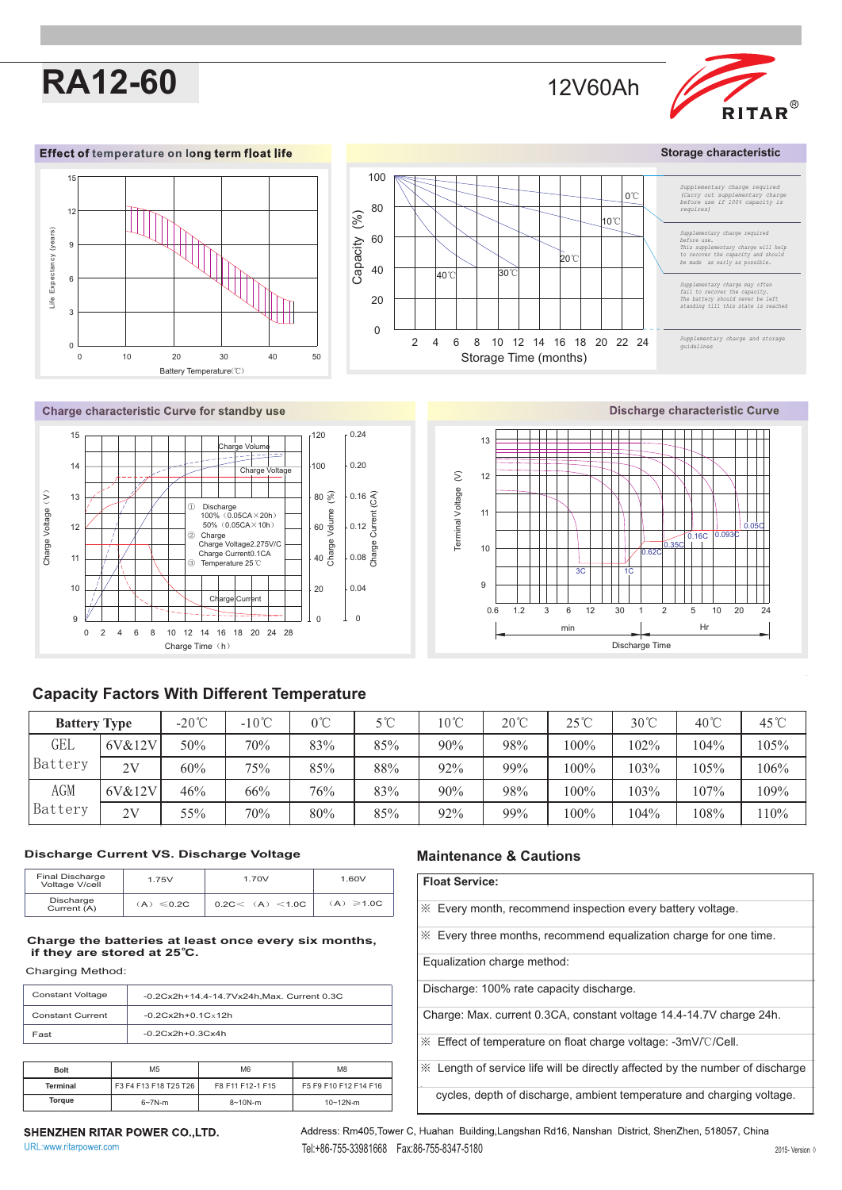# RA12-60

12V60Ah

RITAR®

## Effect of temperature on long term float life

Life Expectancy (years)

15
12
9
6
3
0

0 10 20 30 40 50

Battery Temperature(℃)

## Storage characteristic

Capacity (%)

100
80
60
40
20
0

2 4 6 8 10 12 14 16 18 20 22 24

Storage Time (months)

0℃
10℃
20℃
30℃
40℃

Supplementary charge required (Carry out supplementary charge before use if 100% capacity is required)

Supplementary charge required before use. This supplementary charge will help to recover the capacity and should be made as early as possible.

Supplementary charge may often fail to recover the capacity. The battery should never be left standing till this state is reached

Supplementary charge and storage guidelines

## Charge characteristic Curve for standby use

Charge Voltage (V)

15
14
13
12
11
10
9

Charge Volume (%)

120
100
80
60
40
20
0

Charge Current (CA)

0.24
0.20
0.16
0.12
0.08
0.04
0

0 2 4 6 8 10 12 14 16 18 20 24 28

Charge Time (h)

Charge Volume

Charge Voltage

Charge Current

① Discharge
100% (0.05CA×20h)
50% (0.05CA×10h)
② Charge
Charge Voltage2.275V/C
Charge Current0.1CA
③ Temperature 25℃

## Discharge characteristic Curve

Terminal Voltage (V)

13
12
11
10
9

0.6 1.2 3 6 12 30 1 2 5 10 20 24

min Hr

Discharge Time

3C
1C
0.62C
0.35C
0.16C
0.093C
0.05C

## Capacity Factors With Different Temperature

| Battery Type | | -20℃ | -10℃ | 0℃ | 5℃ | 10℃ | 20℃ | 25℃ | 30℃ | 40℃ | 45℃ |
|---|---|---|---|---|---|---|---|---|---|---|---|
| GEL Battery | 6V&12V | 50% | 70% | 83% | 85% | 90% | 98% | 100% | 102% | 104% | 105% |
| | 2V | 60% | 75% | 85% | 88% | 92% | 99% | 100% | 103% | 105% | 106% |
| AGM Battery | 6V&12V | 46% | 66% | 76% | 83% | 90% | 98% | 100% | 103% | 107% | 109% |
| | 2V | 55% | 70% | 80% | 85% | 92% | 99% | 100% | 104% | 108% | 110% |

### Discharge Current VS. Discharge Voltage

| Final Discharge Voltage V/cell | 1.75V | 1.70V | 1.60V |
|---|---|---|---|
| Discharge Current (A) | (A) ≤0.2C | 0.2C< (A) <1.0C | (A) ≥1.0C |

**Charge the batteries at least once every six months, if they are stored at 25℃.**

Charging Method:

| | |
|---|---|
| Constant Voltage | -0.2Cx2h+14.4-14.7Vx24h,Max. Current 0.3C |
| Constant Current | -0.2Cx2h+0.1Cx12h |
| Fast | -0.2Cx2h+0.3Cx4h |

| Bolt | M5 | M6 | M8 |
|---|---|---|---|
| Terminal | F3 F4 F13 F18 T25 T26 | F8 F11 F12-1 F15 | F5 F9 F10 F12 F14 F16 |
| Torque | 6~7N-m | 8~10N-m | 10~12N-m |

### Maintenance & Cautions

**Float Service:**

※ Every month, recommend inspection every battery voltage.

※ Every three months, recommend equalization charge for one time.

Equalization charge method:

Discharge: 100% rate capacity discharge.

Charge: Max. current 0.3CA, constant voltage 14.4-14.7V charge 24h.

※ Effect of temperature on float charge voltage: -3mV/℃/Cell.

※ Length of service life will be directly affected by the number of discharge cycles, depth of discharge, ambient temperature and charging voltage.

**SHENZHEN RITAR POWER CO.,LTD.**

URL:www.ritarpower.com

Address: Rm405,Tower C, Huahan Building,Langshan Rd16, Nanshan District, ShenZhen, 518057, China

Tel:+86-755-33981668 Fax:86-755-8347-5180

2015- Version 0